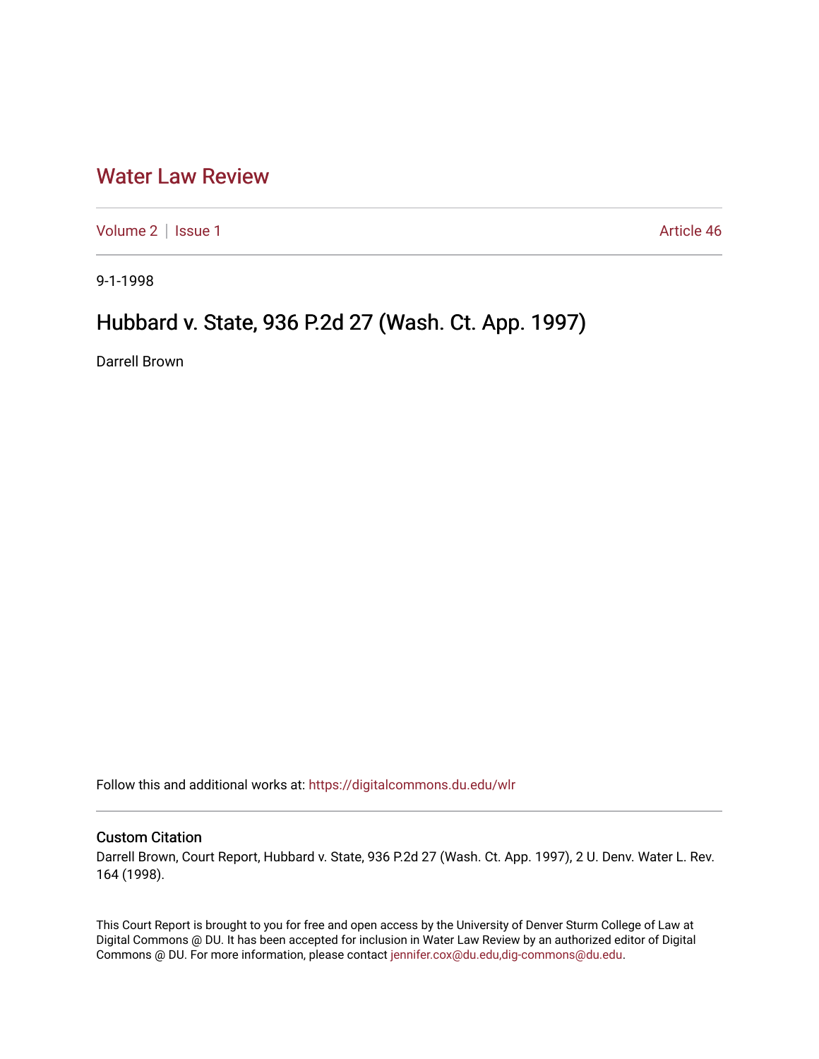# Water Law Review

Volume 2 | Issue 1 Article 46

9-1-1998

## Hubbard v. State, 936 P.2d 27 (Wash. Ct. App. 1997)

Darrell Brown

Follow this and additional works at: https://digitalcommons.du.edu/wlr

### Custom Citation

Darrell Brown, Court Report, Hubbard v. State, 936 P.2d 27 (Wash. Ct. App. 1997), 2 U. Denv. Water L. Rev. 164 (1998).

This Court Report is brought to you for free and open access by the University of Denver Sturm College of Law at Digital Commons @ DU. It has been accepted for inclusion in Water Law Review by an authorized editor of Digital Commons @ DU. For more information, please contact jennifer.cox@du.edu,dig-commons@du.edu.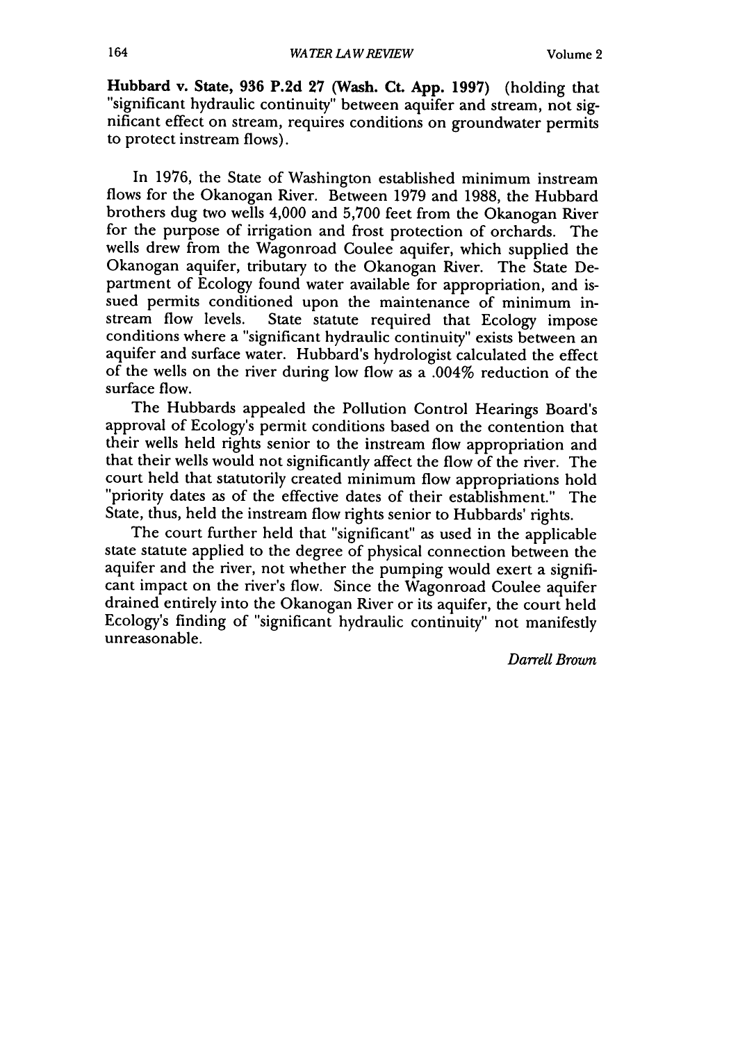**Hubbard v. State, 936 P.2d 27 (Wash. Ct. App. 1997)** (holding that "significant hydraulic continuity" between aquifer and stream, not significant effect on stream, requires conditions on groundwater permits to protect instream flows).

In 1976, the State of Washington established minimum instream flows for the Okanogan River. Between 1979 and 1988, the Hubbard brothers dug two wells 4,000 and 5,700 feet from the Okanogan River for the purpose of irrigation and frost protection of orchards. The wells drew from the Wagonroad Coulee aquifer, which supplied the Okanogan aquifer, tributary to the Okanogan River. The State Department of Ecology found water available for appropriation, and issued permits conditioned upon the maintenance of minimum instream flow levels. State statute required that Ecology impose conditions where a "significant hydraulic continuity" exists between an aquifer and surface water. Hubbard's hydrologist calculated the effect of the wells on the river during low flow as a .004% reduction of the surface flow.

The Hubbards appealed the Pollution Control Hearings Board's approval of Ecology's permit conditions based on the contention that their wells held rights senior to the instream flow appropriation and that their wells would not significantly affect the flow of the river. The court held that statutorily created minimum flow appropriations hold "priority dates as of the effective dates of their establishment." The State, thus, held the instream flow rights senior to Hubbards' rights.

The court further held that "significant" as used in the applicable state statute applied to the degree of physical connection between the aquifer and the river, not whether the pumping would exert a significant impact on the river's flow. Since the Wagonroad Coulee aquifer drained entirely into the Okanogan River or its aquifer, the court held Ecology's finding of "significant hydraulic continuity" not manifestly unreasonable.

*Darrell Brown*